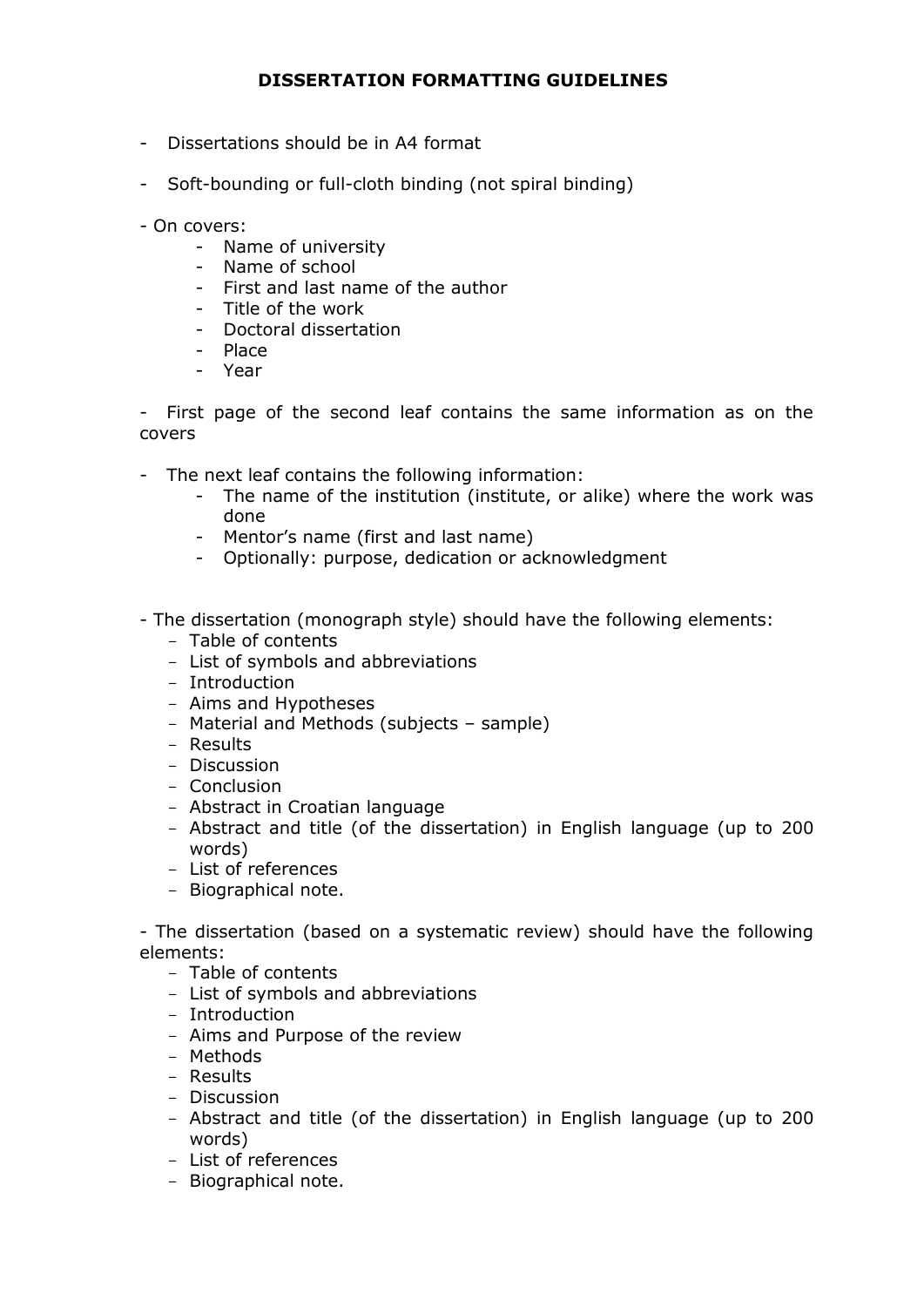# DISSERTATION FORMATTING GUIDELINES

- Dissertations should be in A4 format
- Soft-bounding or full-cloth binding (not spiral binding)
- On covers:
  - Name of university
  - Name of school
  - First and last name of the author
  - Title of the work
  - Doctoral dissertation
  - Place
  - Year
- First page of the second leaf contains the same information as on the covers
- The next leaf contains the following information:
  - The name of the institution (institute, or alike) where the work was done
  - Mentor's name (first and last name)
  - Optionally: purpose, dedication or acknowledgment
- The dissertation (monograph style) should have the following elements:
  - Table of contents
  - List of symbols and abbreviations
  - Introduction
  - Aims and Hypotheses
  - Material and Methods (subjects – sample)
  - Results
  - Discussion
  - Conclusion
  - Abstract in Croatian language
  - Abstract and title (of the dissertation) in English language (up to 200 words)
  - List of references
  - Biographical note.
- The dissertation (based on a systematic review) should have the following elements:
  - Table of contents
  - List of symbols and abbreviations
  - Introduction
  - Aims and Purpose of the review
  - Methods
  - Results
  - Discussion
  - Abstract and title (of the dissertation) in English language (up to 200 words)
  - List of references
  - Biographical note.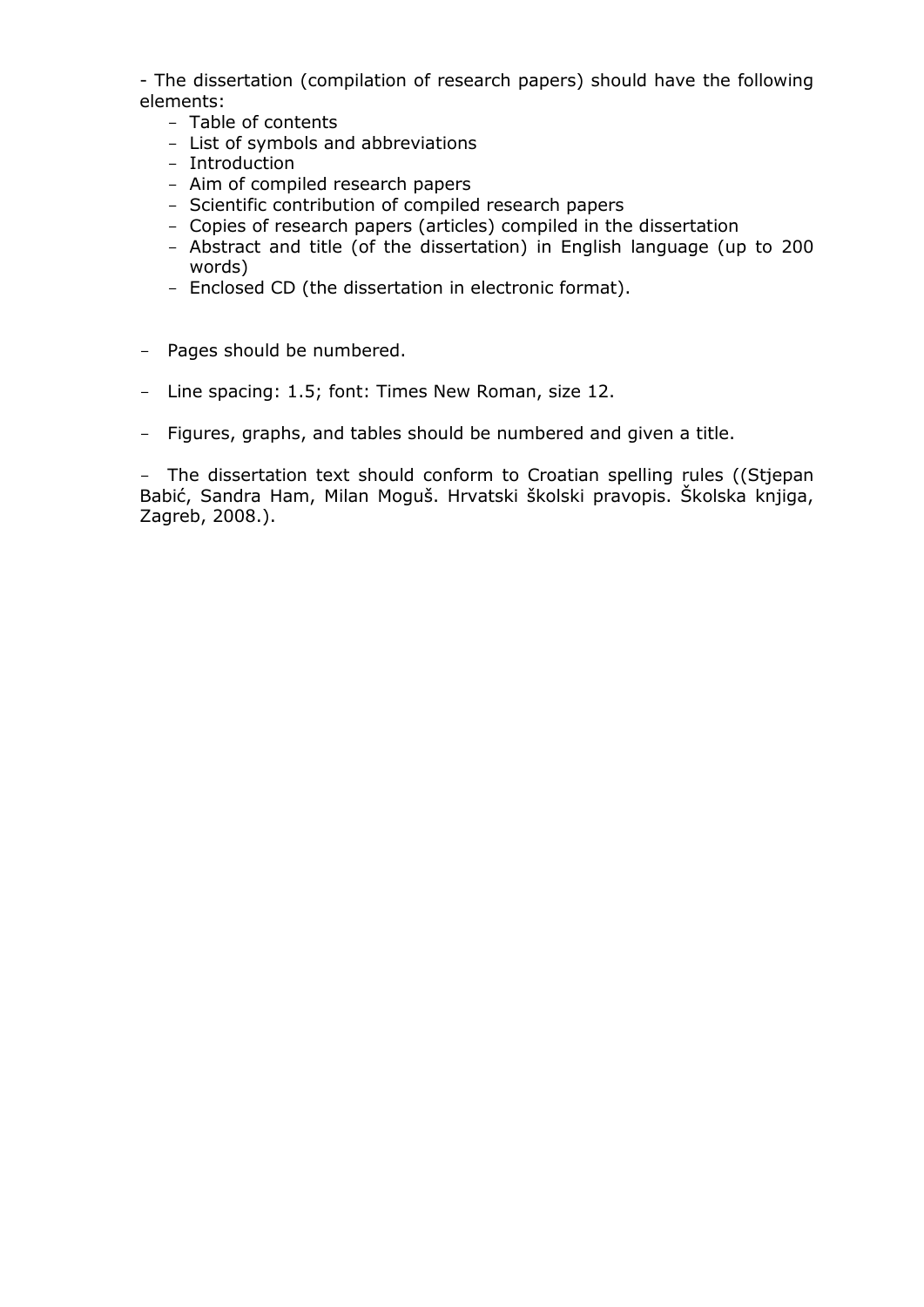- The dissertation (compilation of research papers) should have the following elements:
  - Table of contents
  - List of symbols and abbreviations
  - Introduction
  - Aim of compiled research papers
  - Scientific contribution of compiled research papers
  - Copies of research papers (articles) compiled in the dissertation
  - Abstract and title (of the dissertation) in English language (up to 200 words)
  - Enclosed CD (the dissertation in electronic format).

- Pages should be numbered.

- Line spacing: 1.5; font: Times New Roman, size 12.

- Figures, graphs, and tables should be numbered and given a title.

- The dissertation text should conform to Croatian spelling rules ((Stjepan Babić, Sandra Ham, Milan Moguš. Hrvatski školski pravopis. Školska knjiga, Zagreb, 2008.).